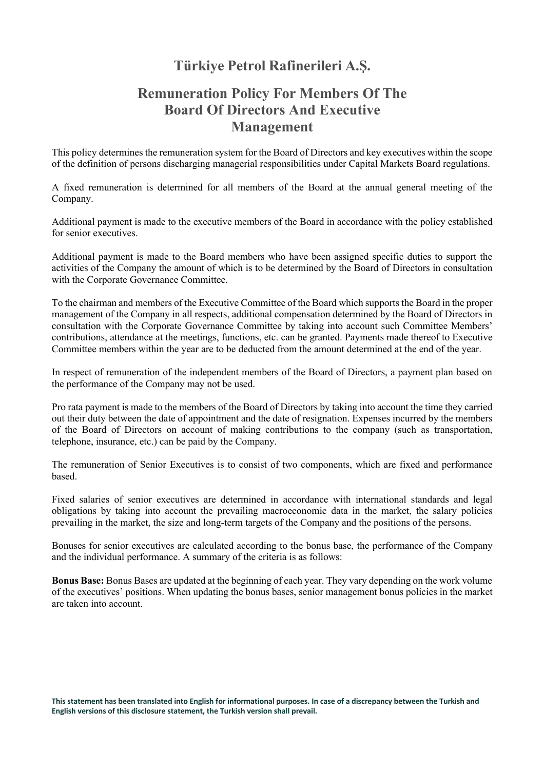# Türkiye Petrol Rafinerileri A.Ş.

## Remuneration Policy For Members Of The Board Of Directors And Executive Management

This policy determines the remuneration system for the Board of Directors and key executives within the scope of the definition of persons discharging managerial responsibilities under Capital Markets Board regulations.

A fixed remuneration is determined for all members of the Board at the annual general meeting of the Company.

Additional payment is made to the executive members of the Board in accordance with the policy established for senior executives.

Additional payment is made to the Board members who have been assigned specific duties to support the activities of the Company the amount of which is to be determined by the Board of Directors in consultation with the Corporate Governance Committee.

To the chairman and members of the Executive Committee of the Board which supports the Board in the proper management of the Company in all respects, additional compensation determined by the Board of Directors in consultation with the Corporate Governance Committee by taking into account such Committee Members' contributions, attendance at the meetings, functions, etc. can be granted. Payments made thereof to Executive Committee members within the year are to be deducted from the amount determined at the end of the year.

In respect of remuneration of the independent members of the Board of Directors, a payment plan based on the performance of the Company may not be used.

Pro rata payment is made to the members of the Board of Directors by taking into account the time they carried out their duty between the date of appointment and the date of resignation. Expenses incurred by the members of the Board of Directors on account of making contributions to the company (such as transportation, telephone, insurance, etc.) can be paid by the Company.

The remuneration of Senior Executives is to consist of two components, which are fixed and performance based.

Fixed salaries of senior executives are determined in accordance with international standards and legal obligations by taking into account the prevailing macroeconomic data in the market, the salary policies prevailing in the market, the size and long-term targets of the Company and the positions of the persons.

Bonuses for senior executives are calculated according to the bonus base, the performance of the Company and the individual performance. A summary of the criteria is as follows:

**Bonus Base:** Bonus Bases are updated at the beginning of each year. They vary depending on the work volume of the executives' positions. When updating the bonus bases, senior management bonus policies in the market are taken into account.

**This statement has been translated into English for informational purposes. In case of a discrepancy between the Turkish and English versions of this disclosure statement, the Turkish version shall prevail.**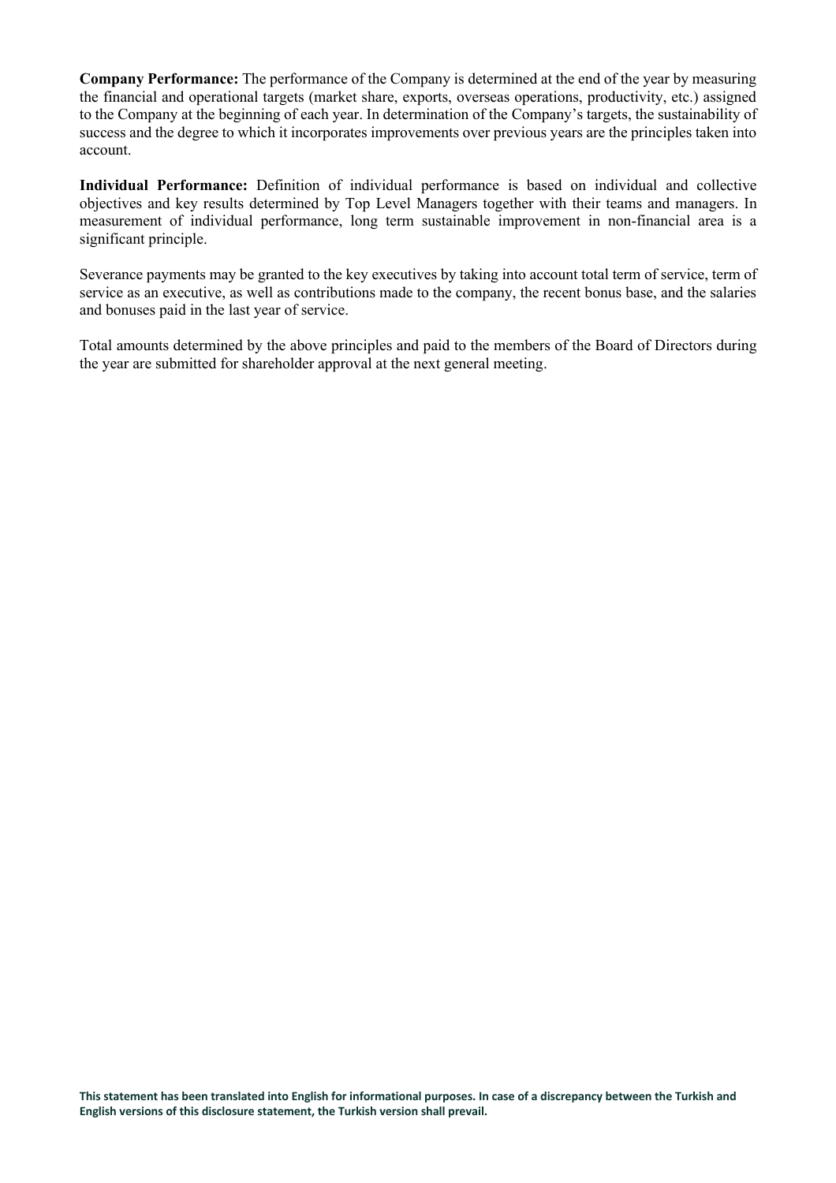**Company Performance:** The performance of the Company is determined at the end of the year by measuring the financial and operational targets (market share, exports, overseas operations, productivity, etc.) assigned to the Company at the beginning of each year. In determination of the Company's targets, the sustainability of success and the degree to which it incorporates improvements over previous years are the principles taken into account.

**Individual Performance:** Definition of individual performance is based on individual and collective objectives and key results determined by Top Level Managers together with their teams and managers. In measurement of individual performance, long term sustainable improvement in non-financial area is a significant principle.

Severance payments may be granted to the key executives by taking into account total term of service, term of service as an executive, as well as contributions made to the company, the recent bonus base, and the salaries and bonuses paid in the last year of service.

Total amounts determined by the above principles and paid to the members of the Board of Directors during the year are submitted for shareholder approval at the next general meeting.

**This statement has been translated into English for informational purposes. In case of a discrepancy between the Turkish and English versions of this disclosure statement, the Turkish version shall prevail.**